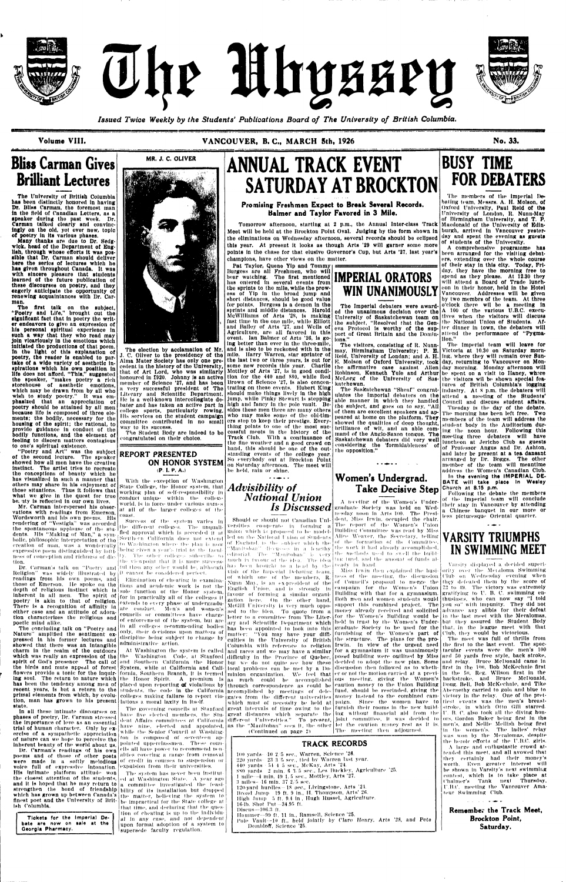# The Ubyssey

*Issued Twice Weekly by the Students' Publications Board of The University of British Columbia.*

Volume VIII. VANCOUVER, B. C., MARCH 5th, 1926 No. 33.

## Bliss Carman Gives Brilliant Lectures

The University of British Columbia has been distinctly honored in having Dr. Bliss Carman, the foremost man in the field of Canadian Letters, as a speaker during the past week. Dr. Carman talked clearly and convincingly on the old, yet ever new, topic of poetry in its various phases.

Many thanks are due to Dr. Sedgwick, head of the Department of English, through whose efforts it was possible that Dr. Carman should deliver here the series of lectures which he has given throughout Canada. It was with sincere pleasure that students learned of the future publication of these discourses on poetry, and they eagerly anticipate the opportunity of renewing acquaintances with Dr. Carman.

The first talk on the subject, "Poetry and Life," brought out the significant fact that in poetry the writer endeavors to give an expression of his personal spiritual experience in such a way that they who read may join vicariously in the emotions which initiated the productions of that poem. In the light of this explanation of poetry, the reader is enabled to partake of a wide variety of aesthetic inspirations which his own position in life does not afford. "This," suggested the speaker, "makes poetry a rich storehouse of aesthetic emotions, which may be drawn from by all who wish to study poetry." It was emphasized that an appreciation of poetry should be attained by all men because life is composed of three elements: the bodily, necessary for the housing of the spirit; the rational, to provide guidance in conduct of the bodily functions, and the element of feeling to discern matters contagious to one's spiritual existence.

"Poetry and Art" was the subject of the second lecture. The speaker showed how all men have the creative instinct. The artist tries to recreate the conceptions of beauty which he has visualized in such a manner that others may share in his enjoyment of those situations. Thus it follows that what we give in the quest for true beauty is reflected in our own lives.

Mr. Carman interspersed his observations with readings from Emerson, Wordsworth and his own poems. His rendering of "Vestigia" was accorded the spontaneous applause of the students. His "Making of Man," a symbolic, philosophic interpretation of the creation of man, was a wonderfully expressive poem distinguished by fullness of conception and richness of diction.

Dr. Carman's talk on "Poetry and Religion" was widely illustrated by readings from his own poems, and those of Emerson. He spoke on the depth of religious instinct which is inherent in all men. The spirit of poetry is akin to that of religion. There is a recognition of affinity in either case and an attitude of adoration characterizes the religious and poetic mind alike.

The concluding talk on "Poetry and Nature" amplified the sentiment expressed in his former lectures and showed that there was an intangible charm in the realm of the outdoors which was really an expression of the spirit of God's presence. The call of the birds and mute appeal of forest flowers provide a tonic for the inquiring soul. The return to nature which has been the tendency among men of recent years, is but a return to the primal elements from which, by evolution, man has grown to his present state.

In all these intimate discourses on phases of poetry, Dr. Carman stressed the importance of love as an essential trial of human character. Only by exercise of a sympathetic appreciation of nature can we hope to perceive the inherent beauty of the world about us.

Dr. Carman's readings of his own poems and of those of other poets were made in a softly melodious voice full of expressive intonation. His intimate platform attitude won the closest attention of the students, and it is hoped that he may return to strengthen the bond of friendship which has grown up between Canada's finest poet and the University of British Columbia.

**Tickets for the Imperial Debate are now on sale at the Georgia Pharmacy.**

---

MR. J. C. OLIVER

The election by acclamation of Mr. J. C. Oliver to the presidency of the Alma Mater Society has only one precedent in the history of the University, that of Art Lord, who was similarly honoured in 1920. Johnny is an active member of Science '27, and has been a very successful president of The Literary and Scientific Department. He is a well-known intercollegiate debater and has taken an active part in college sports, particularly rowing. His services on the student campaign committee contributed in no small way to its success.

The Student Body are indeed to be congratulated on their choice.

## REPORT PRESENTED ON HONOR SYSTEM

(P. I. P. A.)

With the exception of Washington State College, the Honor system, that working plan of self-responsibility in conduct unique within the college world, is in force under various names at all of the larger colleges of the coast.

Success of the system varies in the different colleges. The unqualified approval which is accorded it at Southern California does not extend to Washington where the plan is now being given a year's trial by the faculty. The other colleges subscribe to the viewpoint that it is more successful than any other would be, although it cannot be considered perfect.

Elimination of cheating in examinations and academic work is not the sole function of the Honor system, for in practically all of the colleges it extends to every phase of undergraduate conduct. Men's and women's councils or committees have charge of enforcement of the system, but action in all colleges recommending bodies only, their decisions upon matters of discipline being subject to change by administrative action.

At Washington the system is called the Washington Code, at Stanford and Southern California the Honor System, while at California and California, Southern Branch, it is termed the Honor Spirit. A premium is placed upon reporting of violations by students, the code in the California colleges making failure to report violations a moral laxity in itself.

The governing councils at Stanford have five elected members, the Student Affairs committees at California have nine, elected and appointed, while the Senior Council at Washington is composed of seventeen appointed upperclassmen. These councils all have power to recommend penalties covering a range from removal of credit in courses to suspension or expulsion from their universities.

The system has never been instituted at Washington State. A year ago a committee investigated the feasibility of its installation but dropped the matter, believing the system to be impractical for the State college at that time, and declaring that the question of cheating is up to the individual in any case, and not dependent upon formal adoption of a system to supersede faculty regulation.

## ANNUAL TRACK EVENT SATURDAY AT BROCKTON

### Promising Freshmen Expect to Break Several Records. Balmer and Taylor Favored in 3 Mile.

Tomorrow afternoon, starting at 2 p.m., the Annual Inter-class Track Meet will be held at the Brockton Point Oval. Judging by the form shown in the eliminations on Wednesday afternoon, several records should be collapsed this year. At present it looks as though Arts '29 will garner some more points in the chase for that elusive Governor's Cup, but Arts '27, last year's champions, have other views on the matter.

Pat Taylor, Quene Yip and Tommy Burgess are all Freshmen, who will bear watching. The first mentioned has entered in several events from the sprints to the mile, while the prowess of Yip in the broad jump and short distances, should be good for points. Burgess is a demon in the sprints and middle distances. Harold McWilliams of Arts '28, is making fast time in the one mile, while Elliott and Bailey of Arts '27, and Wells of Agriculture, are all favored in this event. Ian Balmer of Arts '26, is going better than ever in the three-mile, and is also to be reckoned with in the mile. Harry Warren, star sprinter of the last two or three years, is out for some new records this year. Charlie Mottley of Arts '27, is in good condition for the 440 and 880, while Ted Brown of Science '27, is also concentrating on these events. Hubert King should make things lively in the high jump, while Pinky Stewart is stepping high and fancy in the pole vault. Besides these men there are many others who may make some of the old-timers step to keep their prestige. Everything points to one of the most successful meets in the history of the Track Club. With a continuance of the fine weather and a good crowd on hand, this should be one of the outstanding events of the college year. So everybody out at Brockton Point on Saturday afternoon. The meet will be held, rain or shine.

---

## *Advisibility of National Union Is Discussed*

Should or should not Canadian Universities co-operate in forming a union which is proposed to be modelled on the National Union of Students of England is the subject which the "Manitoban" discusses in a lengthy editorial. The "Manitoban" is very much in favour of the idea. The idea has been brought to a head by the visit of the Imperial Debating team, of which one of the members, R. Nunn May, is an ex-president of the English Union, and is strongly in favour of forming a similar organization here. On the other hand, McGill University is very much opposed to the idea. To quote from a letter to a committee from The Literary and Scientific Department which has been appointed to look into this matter: "You may have your difficulties in the University of British Columbia with reference to religion and races and we may have a similar difficulty in the Province of Quebec, but we do not quite see how these local problems can be met by a National organization. We feel that as much could be accomplished through correspondence as could be accomplished by meetings of delegates from the different universities which must of necessity be held at great intervals of time owing to the great distances which separate the different Universities." To present, as the "Manitoban" sees it, the other

(Continued on page 2)

## IMPERIAL ORATORS WIN UNANIMOUSLY

The Imperial debaters were awarded the unanimous decision over the University of Saskatchewan team on the subject, "Resolved that the Geneva Protocol is worthy of the support of Great Britain and the Dominions."

The visitors, consisting of R. Nunn May, Birmingham University; P. E. Reid, University of London; and A. H. E. Molson of Oxford University, took the affirmative case against Allen Robinson, Kenneth Yule and Arthur McGorg of the University of Saskatchewan.

The Saskatchewan "Sheaf" congratulates the Imperial debaters on the able manner in which they handled the subject, and goes on to say, "All of them are excellent speakers and appeared at home on the platform. They showed the qualities of deep thought, brilliance of wit, and an able command of the Anglo-Saxon tongue. The Saskatchewan debaters did very well considering the 'formidableness' of the opposition."

## Women's Undergrad. Take Decisive Step

A meeting of the Women's Undergraduate Society was held on Wednesday noon in Arts 100. The President, Miss Irwin, occupied the chair. The report of the Women's Union Building Committee was read by Miss Alice Weaver, the Secretary, telling of the work it had already accomplished, the methods used to swell the building fund, and the amount of funds already in hand.

Miss Irwin then explained the business of the meeting, the discussion of Council's proposal to merge the campaign for the Women's Union Building with that for a gymnasium. Both men and women students would support this combined project. The money already received and solicited for the Women's Building would be held in trust by the Women's Undergraduate Society to be used for the furnishing of the Women's part of the structure. The plans for the project were outlined by Miss Irwin. In view of the urgent need for a gymnasium it was unanimously decided to adopt the new plan. Some discussion then followed as to whether or not the motion carried at a previous meeting, giving the Women's caution money to the Union Building fund, should be rescinded, giving the money instead to the combined campaign. Since the women have to furnish their rooms in the new building without financial aid from the joint committee, it was decided to let the caution money rest as it is.

The meeting then adjourned.

### TRACK RECORDS

100 yards—10 2-5 sec., Warren, Science '26.
220 yards—23 3-5 sec., tied by Warren last year.
440 yards—54 4-5 sec., McKay, Arts '24.
880 yards—2 min. 6 3-5 sec., Les Buckley, Agriculture '25.
1 mile—4 min. 49 1-5 sec., Mottley, Arts '27.
3 miles—16 min. 37 2-5 sec.
120-yard hurdles—18 sec., Livingstone, Arts '24.
Broad Jump—19 ft. 9 in., H. Thompson, Arts' 26.
High Jump—5 ft. 8.4 in., Hugh Russel, Agriculture.
16-lb. Shot Put—34.95 ft.
Discus—106.3 ft.
Hammer—95 ft. 11 in., Ramsell, Science '25.
Pole Vault—10 ft., held jointly by Clare Henry, Arts '23, and Pete Demidoff, Science '25.

## BUSY TIME FOR DEBATERS

The members of the Imperial Debating team, Messrs. A. H. Molson, of Oxford University, Paul Reid of the University of London, R. Nunn-May of Birmingham University, and T. P. Macdonald of the University of Edinburgh, arrived in Vancouver yesterday and spent the evening as guests of students of the University.

A comprehensive programme has been arranged for the visiting debaters, extending over the whole course of their stay in this city. Today, Friday, they have the morning free to spend as they please. At 12.30 they will attend a Board of Trade luncheon in their honor, held in the Hotel Vancouver. Addresses will be given by two members of the team. At three o'clock there will be a meeting in A 100 of the various U.B.C. executives when the visitors will discuss the National Union of Students. After dinner in town, the debaters will attend the performance of "Pygmalion."

The Imperial team will leave for Victoria at 10.30 on Saturday morning, where they will remain over Sunday, returning to Vancouver on Monday morning. Monday afternoon will be spent on a visit to Haney, where the visitors will be shown special features of British Columbia's logging industry. At 8 p.m. the debaters will attend a meeting of the Students' Council and discuss student affairs.

Tuesday is the day of the debate. The morning has been left free. Two members of the team will address the student body in the Auditorium during the noon hour. Following this meeting three debaters will have luncheon at Jericho Club as guests of Professor Angus and Dr. Ashton, and later be present at a tea dansant arranged by Dr. Boggs. The other member of the team will meantime address the Women's Canadian Club.

**In the evening the IMPERIAL DEBATE will take place in Wesley Church at 8.15 p.m.**

Following the debate the members of the Imperial team will conclude their stay in Vancouver by attending a Chinese banquet in our more or less picturesque Oriental quarter.

## VARSITY TRIUMPHS IN SWIMMING MEET

Varsity displayed a decided superiority over the Meralomas Swimming Club on Wednesday evening when they defeated them by the score of 72 to 49. The victory was extremely gratifying to U. B. C. swimming enthusiasts, who can now say "I told you so" with impunity. They did not advance any alibis for their defeat in the last meet with the Meralomas, but they assured the Student Body that, in the league meet with that club, they would be victorious.

The meet was full of thrills from the first to the last event. The spectacular events were the men's 100 and 50 yards free style, back stroke, and relay. Bruce McDonald came in first in the 100, Bob McKechnie first in the 50, Reg. Wilson first in the back-stroke, and Bruce McDonald, Doug. Bell, Bob McKechnie, and Tike Abernethy carried to gain and blue to victory in the relay. One of the prettiest events was the men's breaststroke, in which Otto Gill starred. U. B. C. also took all the diving honors, Gordon Baker being first in the men's, and Nellie McGill being first in the women's. The ladies' relay was won by the Meralomas, despite the heroic efforts of the U.B.C. girls.

A large and enthusiastic crowd attended this meet, and all avowed that they certainly had their money's worth. Even greater interest will be shown in Varsity's next swimming contest, which is to take place at Chalmer's Tank next Thursday, U.B.C. meeting the Vancouver Amateur Swimming Club.

**Remember the Track Meet, Brockton Point, Saturday.**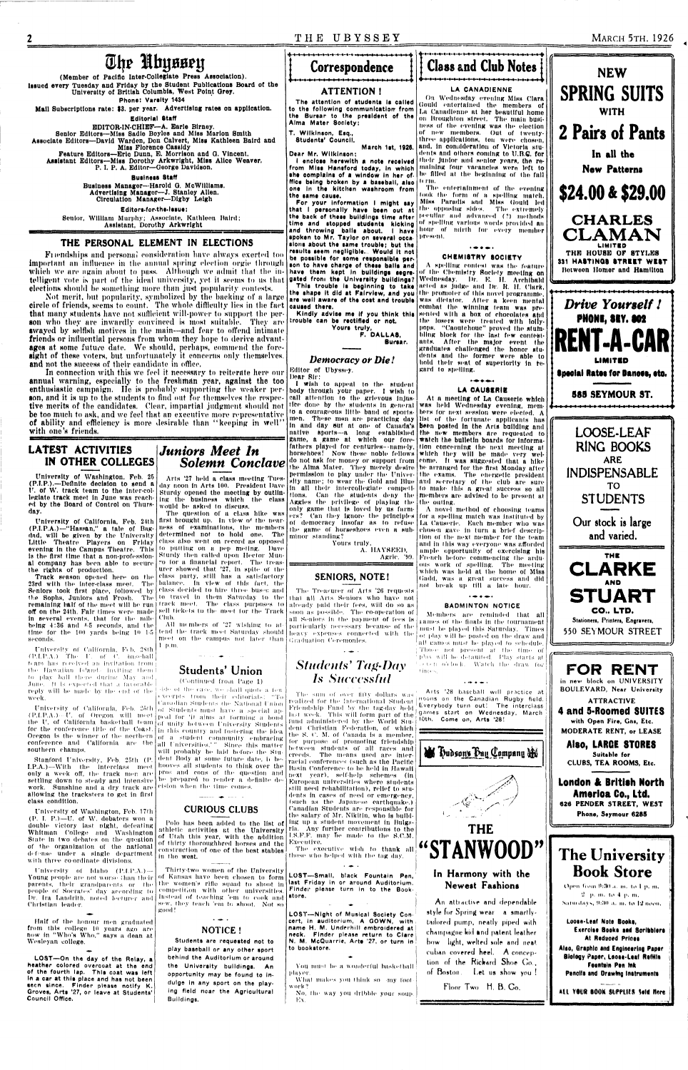# The Ubyssey

(Member of Pacific Inter-Collegiate Press Association).

Issued every Tuesday and Friday by the Student Publications Board of the University of British Columbia, West Point Grey.

Phone: Varsity 1434

Mail Subscriptions rate: $3. per year. Advertising rates on application.

**Editorial Staff**

EDITOR-IN-CHIEF—A. Earle Birney.
Senior Editors—Miss Sadie Boyles and Miss Marion Smith
Associate Editors—David Warden, Don Calvert, Miss Kathleen Baird and Miss Florence Cassidy
Feature Editors—Eric Dunn, E. Morrison and G. Vincent.
Assistant Editors—Miss Dorothy Arkwright, Miss Alice Weaver.
P. I. P. A. Editor—George Davidson.

**Business Staff**

Business Manager—Harold G. McWilliams.
Advertising Manager—J. Stanley Allen.
Circulation Manager—Digby Leigh

**Editors-for-the-Issue:**

Senior, William Murphy; Associate, Kathleen Baird; Assistant, Dorothy Arkwright

## THE PERSONAL ELEMENT IN ELECTIONS

Friendships and personal consideration have always exerted too important an influence in the annual spring election orgie through which we are again about to pass. Although we admit that the intelligent vote is part of the ideal university, yet it seems to us that elections should be something more than just popularity contests.

Not merit, but popularity, symbolized by the backing of a large circle of friends, seems to count. The whole difficulty lies in the fact that many students have not sufficient will-power to support the person who they are inwardly convinced is most suitable. They are swayed by selfish motives in the main—and fear to offend intimate friends or influential persons from whom they hope to derive advantages at some future date. We should, perhaps, commend the foresight of these voters, but unfortunately it concerns only themselves, and not the success of their candidate in office.

In connection with this we feel it necessary to reiterate here our annual warning, especially to the freshman year, against the too enthusiastic campaign. He is probably supporting the weaker person, and it is up to the students to find out for themselves the respective merits of the candidates. Clear, impartial judgment should not be too much to ask, and we feel that an executive more representative of ability and efficiency is more desirable than "keeping in well" with one's friends.

## LATEST ACTIVITIES IN OTHER COLLEGES

University of Washington, Feb. 25 (P.I.P.)—Definite decision to send a U. of W. track team to the inter-collegiate track meet in June was reached by the Board of Control on Thursday.

University of California, Feb. 24th (P.I.P.A.)—"Hassan," a tale of Bagdad, will be given by the University Little Theatre Players on Friday evening in the Campus Theatre. This is the first time that a non-professional company has been able to secure the rights of production.

Track season opened here on the 23rd with the inter-class meet. The Seniors took first place, followed by the Sophs, Juniors and Frosh. The remaining half of the meet will be run off on the 24th. Fair times were made in several events, that for the mile being 4:36 and 4-5 seconds, and the time for the 100 yards being 10 1-5 seconds.

University of California, Feb. 28th (P.I.P.A.)—The U. of C. baseball team has received an invitation from the Hawaiian Island inviting them to play ball there during May and June. It is expected that a favorable reply will be made by the end of the week.

University of California, Feb. 25th (P.I.P.A.)—U. of Oregon will meet the U. of California basketball team for the conference title of the Coast. Oregon is the winner of the northern conference and California are the southern champs.

Stanford University, Feb. 25th (P.I.P.A.)—With the interclass meet only a week off, the track men are settling down to steady and intensive work. Sunshine and a dry track are allowing the tracksters to get in first class condition.

University of Washington, Feb. 17th (P. I. P.)—U. of W. debaters won a double victory last night, defeating Whitman College and Washington State in two debates on the question of the organization of the national defense under a single department with three co-ordinate divisions.

University of Idaho (P.I.P.A.)—Young people are not worse than their parents, their grandparents or the people of Socrates' day according to Dr. Ira Landrith, noted lecturer and Christian leader.

Half of the honour men graduated from this college 10 years ago are now in "Who's Who," says a dean at Wesleyan college.

LOST—On the day of the Relay, a heather colored overcoat at the end of the fourth lap. This coat was left in a car at this place and has not been seen since. Finder please notify K. Groves, Arts '27, or leave at Students' Council Office.

## *Juniors Meet In Solemn Conclave*

Arts '27 held a class meeting Tuesday noon in Arts 100. President Dave Sturdy opened the meeting by outlining the business which the class would be asked to discuss.

The question of a class hike was first brought up. In view of the nearness of examinations, the members determined not to hold one. The class also went on record as opposed to putting on a pep meeting. Dave Sturdy then called upon Hector Munro for a financial report. The treasurer showed that '27, in spite of the class party, still has a satisfactory balance. In view of this fact, the class decided to hire three buses and to travel to them Saturday to the track meet. The class purposes to sell tickets to the meet for the Track Club.

All members of '27 wishing to attend the track meet Saturday should meet on the campus not later than 1 p.m.

## Students' Union

(Continued from Page 1)

side of the case, we shall quote a few excerpts from their editorials: "To Canadian Students the National Union of Students must have a special appeal for 'it aims at forming a bond of unity between University Students in this country and fostering the idea of a student community embracing all Universities.'" Since this matter will probably be laid before the Student Body at some future date, it behooves all students to think over the pros and cons of the question and be prepared to render a definite decision when the time comes.

## CURIOUS CLUBS

Polo has been added to the list of athletic activities at the University of Utah this year, with the addition of thirty thoroughbred horses and the construction of one of the best stables in the west.

Thirty-two women of the University of Kansas have been chosen to form the women's rifle squad to shoot in competition with other universities. Instead of teaching 'em to cook and sew, they teach 'em to shoot. Not so good!

## NOTICE!

Students are requested not to play baseball or any other sport behind the Auditorium or around the University buildings. An opportunity may be found to indulge in any sport on the playing field near the Agricultural Buildings.

## Correspondence

### ATTENTION!

The attention of students is called to the following communication from the Bursar to the president of the Alma Mater Society:

T. Wilkinson, Esq.,
Students' Council.

March 1st, 1926.

Dear Mr. Wilkinson:

I enclose herewith a note received from Miss Hansford today, in which she complains of a window in her office being broken by a baseball, also one in the kitchen washroom from the same cause.

For your information I might say that I personally have been out at the back of these buildings time after time and stopped students kicking and throwing balls about. I have spoken to Mr. Taylor on several occasions about the same trouble; but the results seem negligible. Would it not be possible for some responsible person to have charge of these balls and have them kept in buildings segregated from the University buildings? This trouble is beginning to take the shape it did at Fairview, and you are well aware of the cost and trouble caused there.

Kindly advise me if you think this trouble can be rectified or not.

Yours truly,
F. DALLAS,
Bursar.

### *Democracy or Die!*

Editor of Ubyssey.
Dear Sir:

I wish to appeal to the student body through your paper. I wish to call attention to the grievous injustice done by the students in general to a courageous little band of sportsmen. These men are practicing day in and day out at one of Canada's native sports—a long established game, a game at which our forefathers played for centuries—namely, horseshoes! Now these noble fellows do not ask for money or support from the Alma Mater. They merely desire permission to play under the University name; to wear the Gold and Blue in all their intercollegiate competitions. Can the students deny the Aggies the privilege of playing the only game that is loved by us farmers? Can they ignore the principles of democracy insofar as to refuse the game of horseshoes even a sub-minor standing?

Yours truly,
A. HAYSEED,
Agric. '99.

### SENIORS, NOTE!

The Treasurer of Arts '26 requests that all Arts Seniors who have not already paid their fees, will do so as soon as possible. The co-operation of all Seniors in the payment of fees is particularly necessary because of the heavy expenses connected with the Graduation Ceremonies.

### *Students' Tag-Day Is Successful*

The sum of over fifty dollars was realized for the International Student Friendship Fund by the tag-day held last week. This will form part of the fund administered by the World Student Christian Federation, of which the S. C. M. of Canada is a member, for purpose of promoting friendship between students of all races and creeds. The means used are inter-racial conferences (such as the Pacific Basin Conference to be held in Hawaii next year), self-help schemes (in European universities where students still need rehabilitation), relief to students in cases of need or emergency, (such as the Japanese earthquake.) Canadian Students are responsible for the salary of Mr. Nikitin, who is building up a student movement in Bulgaria. Any further contributions to the I.S.F.F. may be made to the S.C.M. Executive.

The executive wish to thank all those who helped with the tag day.

LOST—Small, black Fountain Pen, last Friday in or around Auditorium. Finder please turn in to the Book-store.

LOST—Night of Musical Society Concert, in auditorium, A GOWN, with name H. M. Underhill embroidered at neck. Finder please return to Clare N. M. McQuarrie, Arts '27, or turn in to bookstore.

You must be a wonderful basketball player.
What makes you think so—my footwork?
No, the way you dribble your soup.
Ex.

## Class and Club Notes

### LA CANADIENNE

On Wednesday evening Miss Clara Gould entertained the members of La Canadienne at her beautiful home on Broughton street. The main business of the evening was the election of new members. Out of twenty-three applications, ten were chosen, and, in consideration of Victoria students and others coming to U.B.C. for their junior and senior years, the remaining four vacancies were left to be filled at the beginning of the fall term.

The entertainment of the evening took the form of a spelling match. Miss Parnells and Miss Gould led the opposing sides. The extremely peculiar and advanced (?) methods of spelling various words provided an hour of mirth for every member present.

### CHEMISTRY SOCIETY

A spelling contest was the feature of the Chemistry Society meeting on Wednesday. Dr. E. H. Archibald acted as judge and Dr. R. H. Clark, the promoter of this novel programme, was dictator. After a keen mental combat the winning team was presented with a box of chocolates and the losers were treated with lolly-pops. "Caoutchouc" proved the stumbling block for the last few contestants. After the major event the graduates challenged the honor students and the former were able to hold their seat of superiority in regard to spelling.

### LA CAUSERIE

At a meeting of La Causerie which was held Wednesday evening, members for next session were elected. A list of the fortunate applicants has been posted in the Arts building and the new members are requested to watch the bulletin boards for information concerning the next meeting at which they will be made very welcome. It was suggested that a hike be arranged for the first Monday after the exams. The energetic president and secretary of the club are sure to make this a great success so all members are advised to be present at the outing.

A novel method of choosing teams for a spelling match was instituted by La Causerie. Each member who was chosen gave in turn a brief description of the next member for the team and in this way everyone was afforded ample opportunity of exercising his French before commencing the arduous work of spelling. The meeting which was held at the home of Miss Gould, was a great success and did not break up till a late hour.

### BADMINTON NOTICE

Members are reminded that all games of the finals in the tournament must be played this Saturday. Times of play will be posted on the draw and all games must be played to schedule. Those not present at the time of play will be defaulted. Play starts at 7 o'clock. Watch the draw for times.

Arts '28 baseball will practice at noons on the Canadian Rugby field. Everybody turn out! The interclass games start on Wednesday, March 10th. Come on, Arts '28!

---

# NEW SPRING SUITS WITH 2 Pairs of Pants

In all the New Patterns

**$24.00 & $29.00**

**CHARLES CLAMAN LIMITED**

THE HOUSE OF STYLES
331 HASTINGS STREET WEST
Between Homer and Hamilton

---

*Drive Yourself!*

PHONE, SEY. 802

# RENT-A-CAR

LIMITED

Special Rates for Dances, etc.

585 SEYMOUR ST.

---

LOOSE-LEAF RING BOOKS ARE INDISPENSABLE TO STUDENTS

Our stock is large and varied.

**THE CLARKE AND STUART CO., LTD.**

Stationers, Printers, Engravers,
550 SEYMOUR STREET

---

# FOR RENT

in new block on UNIVERSITY BOULEVARD, Near University

ATTRACTIVE
**4 and 5-Roomed SUITES**
with Open Fire, Gas, Etc.
MODERATE RENT, or LEASE

**Also, LARGE STORES**
Suitable for CLUBS, TEA ROOMS, Etc.

**London & British North America Co., Ltd.**
626 PENDER STREET, WEST
Phone, Seymour 6285

---

**Hudson's Bay Company**

THE
# "STANWOOD"

In Harmony with the Newest Fashions

An attractive and dependable style for Spring wear a smartly-tailored pump, neatly piped with champagne kid and patent leather bow light, welted sole and neat cuban covered heel. A conception of the Rickard Shoe Co., of Boston. Let us show you!

Floor Two H. B. Co.

---

# The University Book Store

Open from 9:30 a. m. to 1 p. m.
2 p. m. to 4 p. m.
Saturdays, 9:30 a. m. to 12 noon.

Loose-Leaf Note Books,
Exercise Books and Scribblers
At Reduced Prices

Also, Graphic and Engineering Paper
Biology Paper, Loose-Leaf Refills
Fountain Pen Ink
Pencils and Drawing Instruments

ALL YOUR BOOK SUPPLIES Sold Here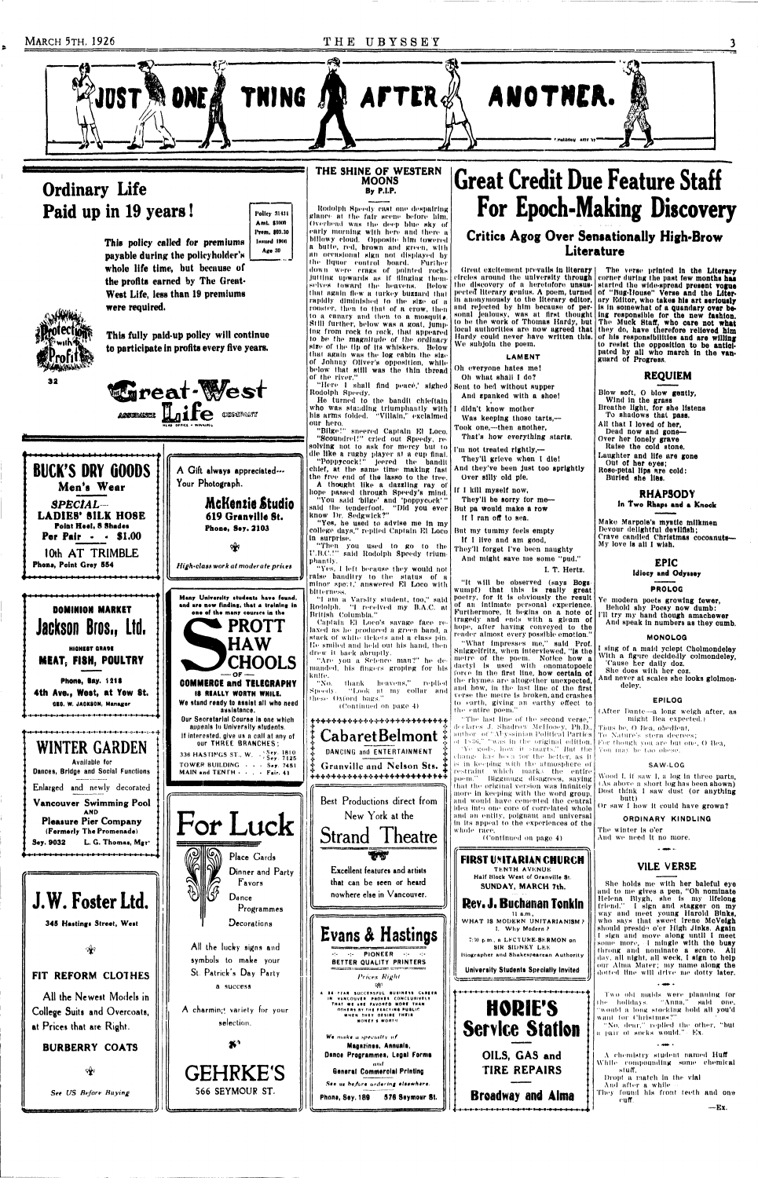# JUST ONE THING AFTER ANOTHER.

## Ordinary Life
## Paid up in 19 years!

Policy 31411
Amt. $3000
Prem. $93.30
Issued 1906
Age 30

**This policy called for premiums payable during the policyholder's whole life time, but because of the profits earned by The Great-West Life, less than 19 premiums were required.**

**This fully paid-up policy will continue to participate in profits every five years.**

32

**Great-West Life**
ASSURANCE COMPANY
HEAD OFFICE - WINNIPEG

---

**BUCK'S DRY GOODS**
**Men's Wear**
*SPECIAL—*
**LADIES' SILK HOSE**
**Point Heel, 8 Shades**
**Per Pair - - $1.00**
**10th AT TRIMBLE**
**Phone, Point Grey 554**

---

A Gift always appreciated—
Your Photograph.

**McKenzie Studio**
**619 Granville St.**
**Phone, Sey. 2103**

*High-class work at moderate prices*

---

**DOMINION MARKET**
# Jackson Bros., Ltd.
**HIGHEST GRADE**
**MEAT, FISH, POULTRY**
**Phone, Bay. 1218**
**4th Ave., West, at Yew St.**
GEO. W. JACKSON, Manager

---

**Many University students have found, and are now finding, that a training in one of the many courses in the**

# SPROTT SHAW SCHOOLS
— OF —
**COMMERCE and TELEGRAPHY**
**IS REALLY WORTH WHILE.**
**We stand ready to assist all who need assistance.**

**Our Secretarial Course is one which appeals to University students.**
**If interested, give us a call at any of our THREE BRANCHES:**

336 HASTINGS ST., W. - Sey. 1810, Sey. 7125
TOWER BUILDING - - - Sey. 7451
MAIN and TENTH - - - Fair. 41

---

# WINTER GARDEN
Available for
**Dances, Bridge and Social Functions**

Enlarged and newly decorated

**Vancouver Swimming Pool**
AND
**Pleasure Pier Company**
**(Formerly The Promenade)**
**Sey. 9032 L. G. Thomas, Mgr.**

---

# J.W. Foster Ltd.
**345 Hastings Street, West**

## FIT REFORM CLOTHES

All the Newest Models in College Suits and Overcoats, at Prices that are Right.

**BURBERRY COATS**

*See US Before Buying*

---

# For Luck

Place Cards
Dinner and Party Favors
Dance Programmes
Decorations

All the lucky signs and symbols to make your St. Patrick's Day Party a success

A charming variety for your selection.

# GEHRKE'S
566 SEYMOUR ST.

---

## THE SHINE OF WESTERN MOONS
### By P.I.P.

Rodolph Speedy cast one despairing glance at the fair scene before him. Overhead was the deep blue sky of early morning with here and there a billowy cloud. Opposite him towered a butte, red, brown and green, with an occasional sign not displayed by the liquor control board. Further down were crags of pointed rocks jutting upwards as if flinging themselves toward the heavens. Below that again flew a turkey buzzard that rapidly diminished to the size of a rooster, then to that of a crow, then to a canary and then to a mosquito. Still further, below was a goat, jumping from rock to rock, that appeared to be the magnitude of the ordinary size of the tip of its whiskers. Below that again was the log cabin the size of Johnny Oliver's opposition, while below that still was the thin thread of the river.

"Here I shall find peace," sighed Rodolph Speedy.

He turned to the bandit chieftain who was standing triumphantly with his arms folded. "Villain," exclaimed our hero.

"Bilge!" sneered Captain El Loco.

"Scoundrel!" cried out Speedy, resolving not to ask for mercy but to die like a rugby player at a cup final.

"Poppycock!" jeered the bandit chief, at the same time making fast the free end of the lasso to the tree.

A thought like a dazzling ray of hope passed through Speedy's mind.

"You said 'bilge' and 'poppycock'" said the tenderfoot. "Did you ever know Dr. Sedgwick?"

"Yes, he used to advise me in my college days," replied Captain El Loco in surprise.

"Then you used to go to the U.B.C.!" said Rodolph Speedy triumphantly.

"Yes, I left because they would not raise banditry to the status of a minor sport," answered El Loco with bitterness.

"I am a Varsity student, too," said Rodolph. "I received my B.A.C. at British Columbia."

Captain El Loco's savage face relaxed as he produced a green band, a stack of white tickets and a class pin. He smiled and held out his hand, then drew it back abruptly.

"Are you a Science man?" he demanded, his fingers groping for his knife.

"No, thank heavens," replied Speedy. "Look at my collar and these Oxford bags."

(Continued on page 4)

---

**Cabaret Belmont**
DANCING and ENTERTAINMENT
**Granville and Nelson Sts.**

---

Best Productions direct from New York at the

# Strand Theatre

Excellent features and artists that can be seen or heard nowhere else in Vancouver.

---

# Evans & Hastings
PIONEER
**BETTER QUALITY PRINTERS**
*Prices Right*

A 30 YEAR SUCCESSFUL BUSINESS CAREER IN VANCOUVER PROVES CONCLUSIVELY THAT WE ARE FAVORED MORE THAN OTHERS BY THE EXACTING PUBLIC WHEN THEY DESIRE THEIR MONEY'S WORTH

*We make a specialty of*
**Magazines, Annuals, Dance Programmes, Legal Forms** *and* **General Commercial Printing**

*See us before ordering elsewhere.*

**Phone, Sey. 189 578 Seymour St.**

---

# Great Credit Due Feature Staff For Epoch-Making Discovery

## Critics Agog Over Sensationally High-Brow Literature

Great excitement prevails in literary circles around the university through the discovery of a heretofore unsuspected literary genius. A poem, turned in anonymously to the literary editor, and rejected by him because of personal jealousy, was at first thought to be the work of Thomas Hardy, but local authorities are now agreed that Hardy could never have written this. We subjoin the poem.

**LAMENT**

Oh everyone hates me!
Oh what shall I do?
Sent to bed without supper
And spanked with a shoe!

I didn't know mother
Was keeping those tarts,—
Took one,—then another,
That's how everything starts.

I'm not treated rightly,—
They'll grieve when I die!
And they've been just too sprightly
Over silly old pie.

If I kill myself now,
They'll be sorry for me—
But pa would make a row
If I ran off to sea.

But my tummy feels empty
If I live and am good,
They'll forget I've been naughty
And might save me some "pud."

I. T. Hertz.

"It will be observed (says Boggs wumpf) that this is really great poetry, for it is obviously the result of an intimate personal experience. Furthermore, it begins on a note of tragedy and ends with a gleam of hope, after having conveyed to the reader almost every possible emotion."

"What impresses me," said Prof. Snigglefritz, when interviewed, "is the metre of the poem. Notice how a dactyl is used with onomatopoeic force in the first line, how certain of the rhymes are altogether unexpected, and how, in the last line of the first verse the metre is broken, and crashes to earth, giving an earthy effect to the entire poem."

"The last line of the second verse," declares J. Shadrow McHooey, Ph.D., author of "Abyssinian Political Parties of 1836," "was in the original edition, 'Ye gods, how it smarts.' But the change has been for the better, as it is in keeping with the atmosphere of restraint which marks the entire poem."

Biggmugg disagrees, saying that the original version was infinitely more in keeping with the word group, and would have cemented the central idea into one core of correlated whole and an entity, poignant and universal in its appeal to the experiences of the whole race.

(Continued on page 4)

---

**FIRST UNITARIAN CHURCH**
TENTH AVENUE
Half Block West of Granville St.
**SUNDAY, MARCH 7th.**

# Rev. J. Buchanan Tonkin

11 a.m.,
WHAT IS MODERN UNITARIANISM?
I. Why Modern?

7:30 p.m., a LECTURE-SERMON on
SIR SIDNEY LEE
Biographer and Shakespearean Authority

**University Students Specially Invited**

---

# HORIE'S
# Service Station
**OILS, GAS and TIRE REPAIRS**
**Broadway and Alma**

---

The verse printed in the Literary corner during the past few months has started the wide-spread present vogue of "Bug-House" Verse and the Literary Editor, who takes his art seriously is in somewhat of a quandary over being responsible for the new fashion. The Muck Staff, who care not what they do, have therefore relieved him of his responsibilities and are willing to resist the opposition to be anticipated by all who march in the vanguard of Progress.

### REQUIEM

Blow soft, O blow gently,
Wind in the grass
Breathe light, for she listens
To shadows that pass.
All that I loved of her,
Dead now and gone—
Over her lonely grave
Raise the cold stone.
Laughter and life are gone
Out of her eyes;
Rose-petal lips are cold:
Buried she lies.

### RHAPSODY
**In Two Rhaps and a Knock**

Make Marpole's mystic milkmen
Devour delightful devilfish;
Crave candied Christmas cocoanuts—
My love is all I wish.

### EPIC
**Idiocy and Odyssey**

**PROLOG**

Ye modern poets growing fewer,
Behold shy Poesy now dumb:
I'll try my hand though amachewer
And speak in numbers as they cumb.

**MONOLOG**

I sing of a maid yclept Cholmondeley
With a figure decidedly colmondeley,
'Cause her daily doz.
She does with her coz.
And never at scales she looks glolmondeley.

**EPILOG**

(After Dante—a long weigh after, as might Bea expected.)

Thus be, O Bea, obedient,
To Nature's stern decrees;
For though you are but one, O Bea,
You may be too obese.

**SAW-LOG**

Wood I, if saw I, a log in three parts,
(As above a short log has been shown)
Dost think I saw dust (or anything butt)
Or saw I how it could have grown?

**ORDINARY KINDLING**

The winter is o'er
And we need it no more.

### VILE VERSE

She holds me with her baleful eye and to me gives a pen, "Oh nominate Helena Blygh, she is my lifelong friend." I sign and stagger on my way and meet young Harold Binks, who says that sweet Irene McVeigh should preside o'er High Jinks. Again I sign and move along until I meet some more, I mingle with the busy throng and nominate a score. All day, all night, all week, I sign to help our Alma Mater; my name along the dotted line will drive me dotty later.

---

Two old maids were planning for the holidays. "Anna," said one, "would a long stocking hold all you'd want for Christmas?"

"No, dear," replied the other, "but a pair of socks would." Ex.

---

A chemistry student named Huff
While compounding some chemical stuff,
Dropt a match in the vial
And after a while
They found his front teeth and one cuff.

—Ex.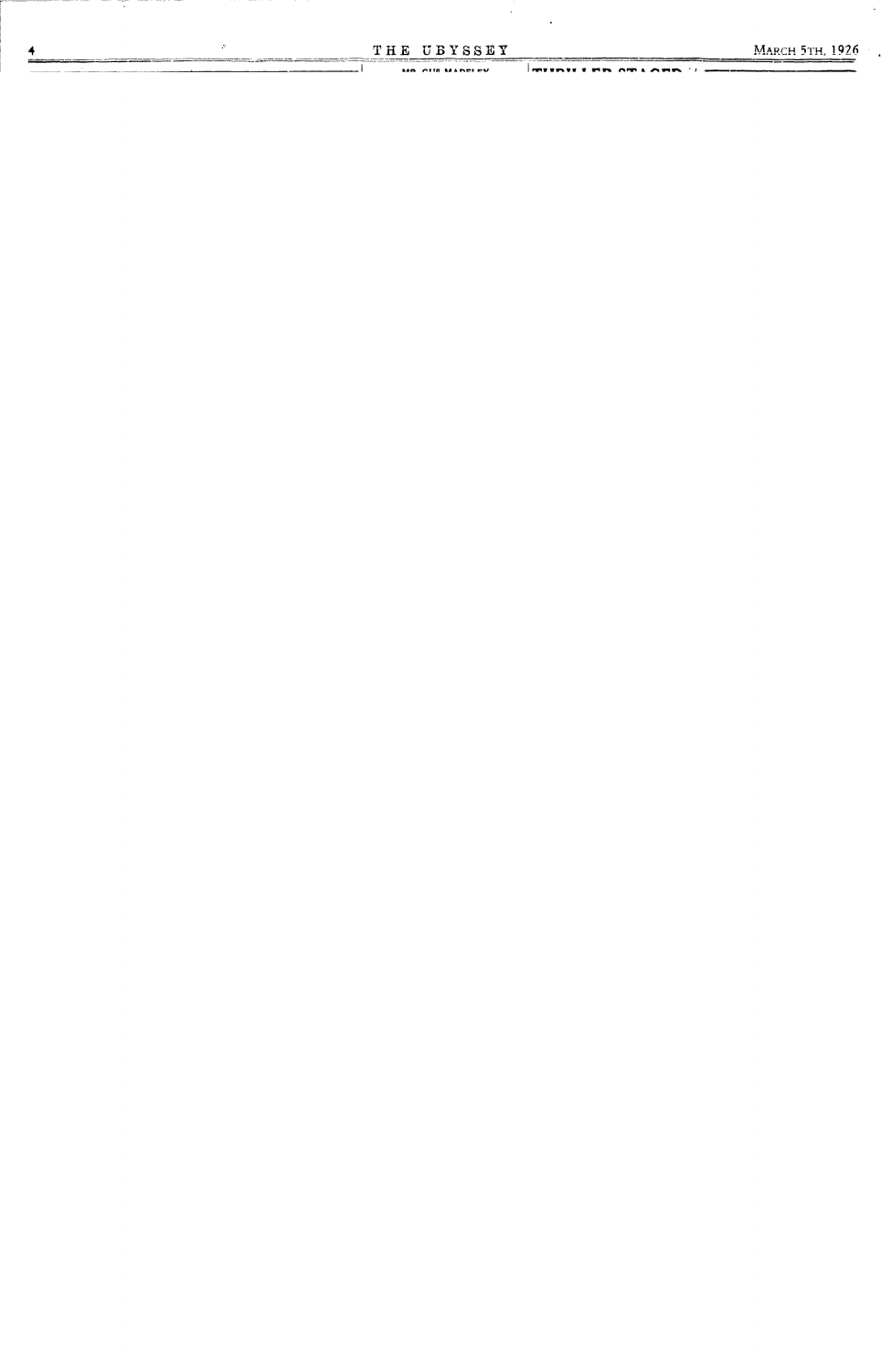MR. GUS MADELEY

THRILLER STAGED